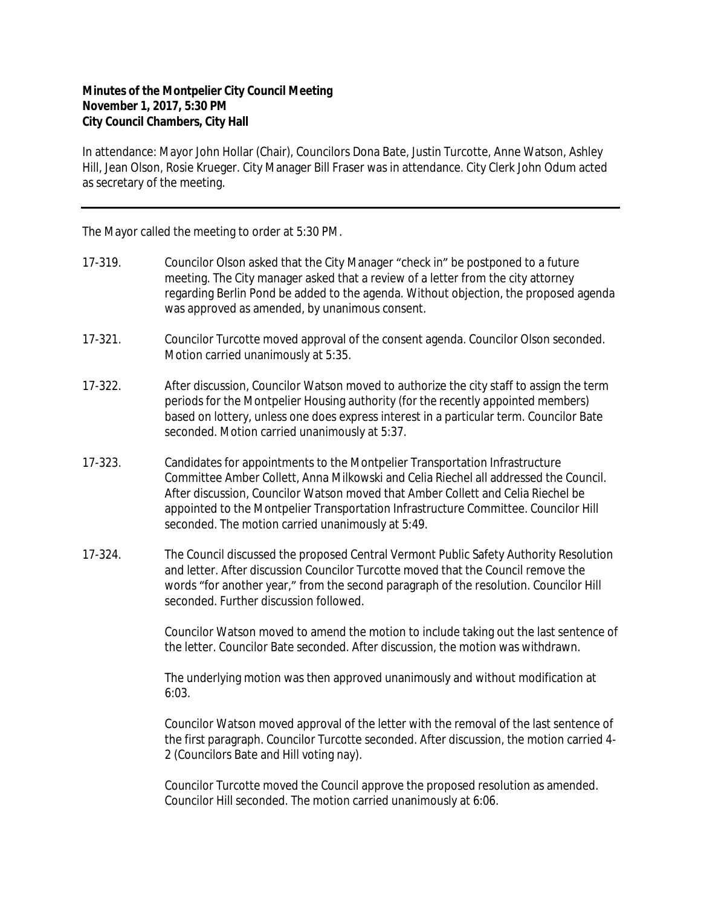**Minutes of the Montpelier City Council Meeting**
**November 1, 2017, 5:30 PM**
**City Council Chambers, City Hall**

In attendance: Mayor John Hollar (Chair), Councilors Dona Bate, Justin Turcotte, Anne Watson, Ashley Hill, Jean Olson, Rosie Krueger. City Manager Bill Fraser was in attendance. City Clerk John Odum acted as secretary of the meeting.

---

The Mayor called the meeting to order at 5:30 PM.

17-319. Councilor Olson asked that the City Manager "check in" be postponed to a future meeting. The City manager asked that a review of a letter from the city attorney regarding Berlin Pond be added to the agenda. Without objection, the proposed agenda was approved as amended, by unanimous consent.

17-321. Councilor Turcotte moved approval of the consent agenda. Councilor Olson seconded. Motion carried unanimously at 5:35.

17-322. After discussion, Councilor Watson moved to authorize the city staff to assign the term periods for the Montpelier Housing authority (for the recently appointed members) based on lottery, unless one does express interest in a particular term. Councilor Bate seconded. Motion carried unanimously at 5:37.

17-323. Candidates for appointments to the Montpelier Transportation Infrastructure Committee Amber Collett, Anna Milkowski and Celia Riechel all addressed the Council. After discussion, Councilor Watson moved that Amber Collett and Celia Riechel be appointed to the Montpelier Transportation Infrastructure Committee. Councilor Hill seconded. The motion carried unanimously at 5:49.

17-324. The Council discussed the proposed Central Vermont Public Safety Authority Resolution and letter. After discussion Councilor Turcotte moved that the Council remove the words "for another year," from the second paragraph of the resolution. Councilor Hill seconded. Further discussion followed.

Councilor Watson moved to amend the motion to include taking out the last sentence of the letter. Councilor Bate seconded. After discussion, the motion was withdrawn.

The underlying motion was then approved unanimously and without modification at 6:03.

Councilor Watson moved approval of the letter with the removal of the last sentence of the first paragraph. Councilor Turcotte seconded. After discussion, the motion carried 4-2 (Councilors Bate and Hill voting nay).

Councilor Turcotte moved the Council approve the proposed resolution as amended. Councilor Hill seconded. The motion carried unanimously at 6:06.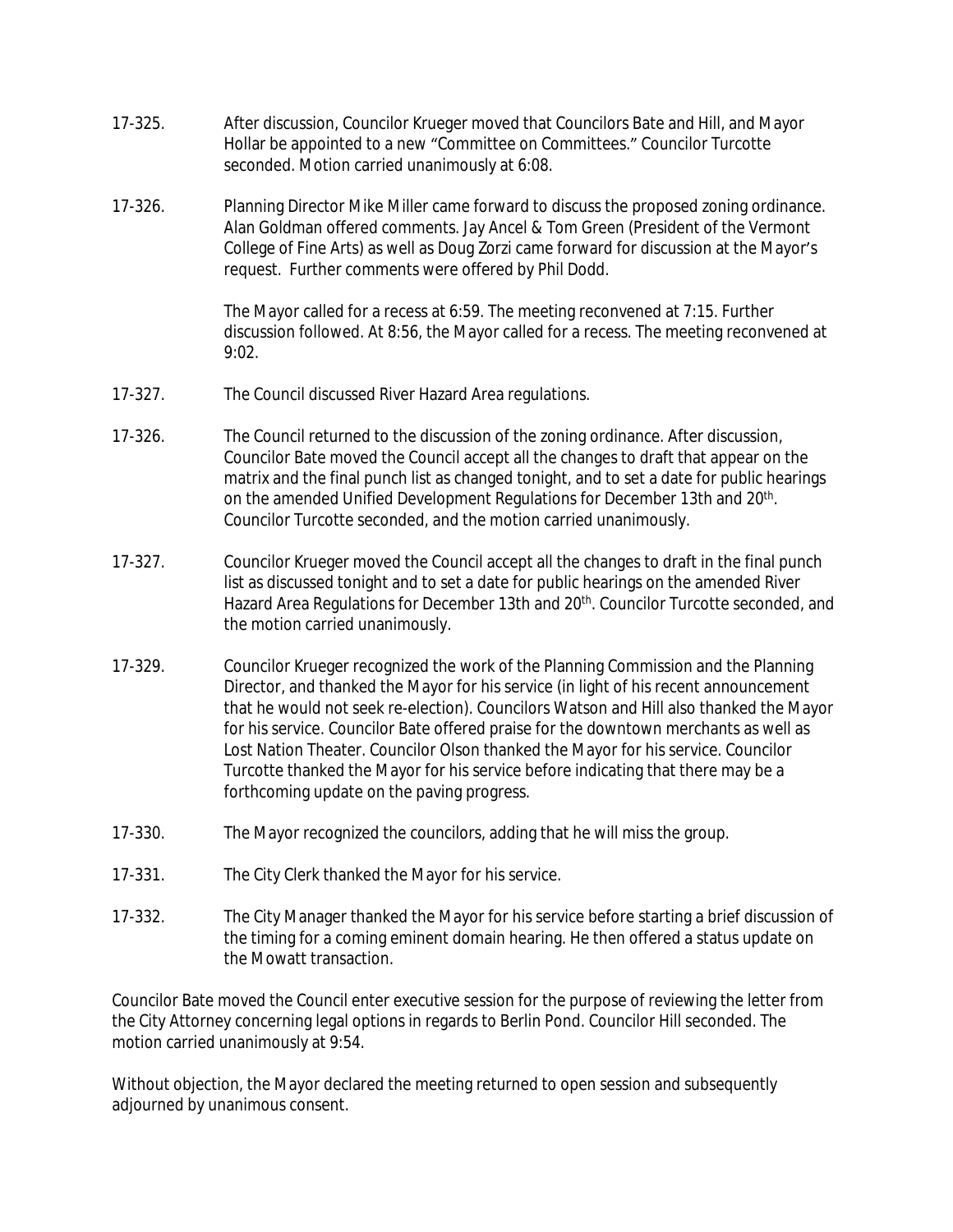17-325. After discussion, Councilor Krueger moved that Councilors Bate and Hill, and Mayor Hollar be appointed to a new "Committee on Committees." Councilor Turcotte seconded. Motion carried unanimously at 6:08.

17-326. Planning Director Mike Miller came forward to discuss the proposed zoning ordinance. Alan Goldman offered comments. Jay Ancel & Tom Green (President of the Vermont College of Fine Arts) as well as Doug Zorzi came forward for discussion at the Mayor's request. Further comments were offered by Phil Dodd.

The Mayor called for a recess at 6:59. The meeting reconvened at 7:15. Further discussion followed. At 8:56, the Mayor called for a recess. The meeting reconvened at 9:02.

17-327. The Council discussed River Hazard Area regulations.

17-326. The Council returned to the discussion of the zoning ordinance. After discussion, Councilor Bate moved the Council accept all the changes to draft that appear on the matrix and the final punch list as changed tonight, and to set a date for public hearings on the amended Unified Development Regulations for December 13th and 20th. Councilor Turcotte seconded, and the motion carried unanimously.

17-327. Councilor Krueger moved the Council accept all the changes to draft in the final punch list as discussed tonight and to set a date for public hearings on the amended River Hazard Area Regulations for December 13th and 20th. Councilor Turcotte seconded, and the motion carried unanimously.

17-329. Councilor Krueger recognized the work of the Planning Commission and the Planning Director, and thanked the Mayor for his service (in light of his recent announcement that he would not seek re-election). Councilors Watson and Hill also thanked the Mayor for his service. Councilor Bate offered praise for the downtown merchants as well as Lost Nation Theater. Councilor Olson thanked the Mayor for his service. Councilor Turcotte thanked the Mayor for his service before indicating that there may be a forthcoming update on the paving progress.

17-330. The Mayor recognized the councilors, adding that he will miss the group.

17-331. The City Clerk thanked the Mayor for his service.

17-332. The City Manager thanked the Mayor for his service before starting a brief discussion of the timing for a coming eminent domain hearing. He then offered a status update on the Mowatt transaction.

Councilor Bate moved the Council enter executive session for the purpose of reviewing the letter from the City Attorney concerning legal options in regards to Berlin Pond. Councilor Hill seconded. The motion carried unanimously at 9:54.

Without objection, the Mayor declared the meeting returned to open session and subsequently adjourned by unanimous consent.